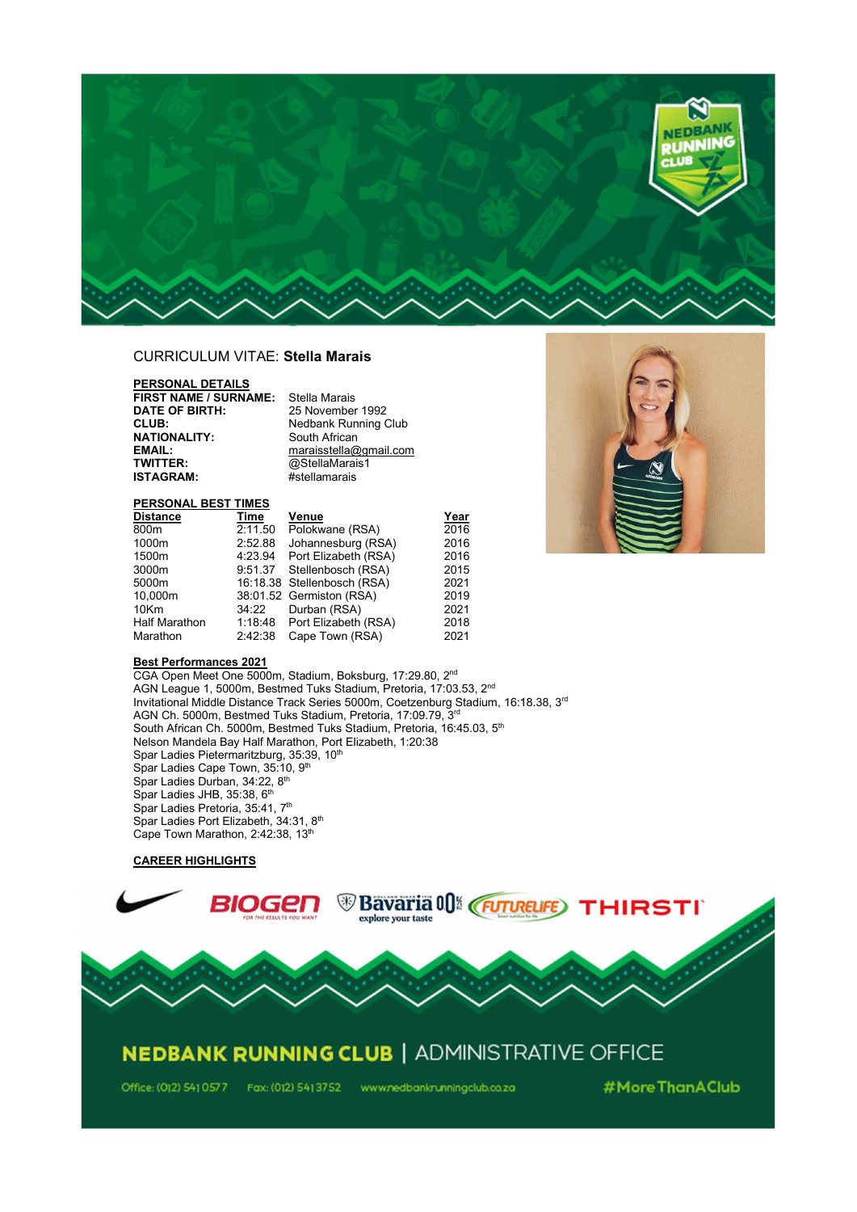# CURRICULUM VITAE: **Stella Marais**

## PERSONAL DETAILS

| | |
|---|---|
| **FIRST NAME / SURNAME:** | Stella Marais |
| **DATE OF BIRTH:** | 25 November 1992 |
| **CLUB:** | Nedbank Running Club |
| **NATIONALITY:** | South African |
| **EMAIL:** | maraisstella@gmail.com |
| **TWITTER:** | @StellaMarais1 |
| **ISTAGRAM:** | #stellamarais |

## PERSONAL BEST TIMES

| Distance | Time | Venue | Year |
|---|---|---|---|
| 800m | 2:11.50 | Polokwane (RSA) | 2016 |
| 1000m | 2:52.88 | Johannesburg (RSA) | 2016 |
| 1500m | 4:23.94 | Port Elizabeth (RSA) | 2016 |
| 3000m | 9:51.37 | Stellenbosch (RSA) | 2015 |
| 5000m | 16:18.38 | Stellenbosch (RSA) | 2021 |
| 10,000m | 38:01.52 | Germiston (RSA) | 2019 |
| 10Km | 34:22 | Durban (RSA) | 2021 |
| Half Marathon | 1:18:48 | Port Elizabeth (RSA) | 2018 |
| Marathon | 2:42:38 | Cape Town (RSA) | 2021 |

## Best Performances 2021

CGA Open Meet One 5000m, Stadium, Boksburg, 17:29.80, 2nd
AGN League 1, 5000m, Bestmed Tuks Stadium, Pretoria, 17:03.53, 2nd
Invitational Middle Distance Track Series 5000m, Coetzenburg Stadium, 16:18.38, 3rd
AGN Ch. 5000m, Bestmed Tuks Stadium, Pretoria, 17:09.79, 3rd
South African Ch. 5000m, Bestmed Tuks Stadium, Pretoria, 16:45.03, 5th
Nelson Mandela Bay Half Marathon, Port Elizabeth, 1:20:38
Spar Ladies Pietermaritzburg, 35:39, 10th
Spar Ladies Cape Town, 35:10, 9th
Spar Ladies Durban, 34:22, 8th
Spar Ladies JHB, 35:38, 6th
Spar Ladies Pretoria, 35:41, 7th
Spar Ladies Port Elizabeth, 34:31, 8th
Cape Town Marathon, 2:42:38, 13th

## CAREER HIGHLIGHTS

NEDBANK RUNNING CLUB | ADMINISTRATIVE OFFICE

Office: (012) 541 0577 Fax: (012) 541 3752 www.nedbankrunningclub.co.za #MoreThanAClub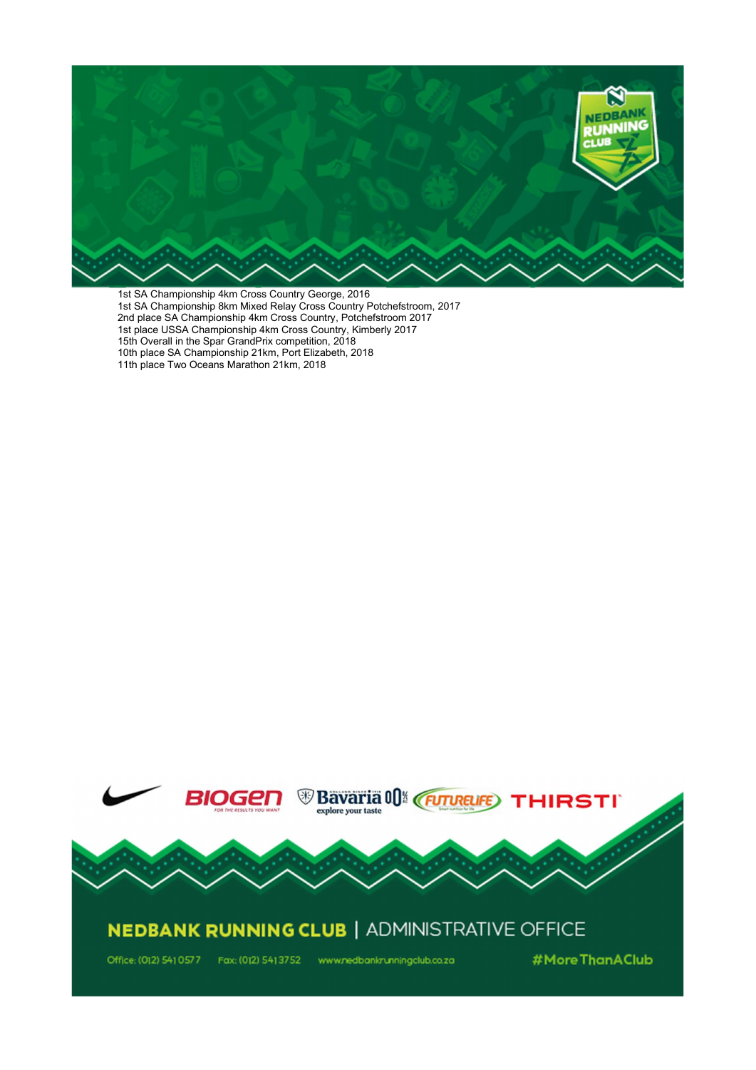1st SA Championship 4km Cross Country George, 2016
1st SA Championship 8km Mixed Relay Cross Country Potchefstroom, 2017
2nd place SA Championship 4km Cross Country, Potchefstroom 2017
1st place USSA Championship 4km Cross Country, Kimberly 2017
15th Overall in the Spar GrandPrix competition, 2018
10th place SA Championship 21km, Port Elizabeth, 2018
11th place Two Oceans Marathon 21km, 2018

**NEDBANK RUNNING CLUB** | ADMINISTRATIVE OFFICE

Office: (012) 541 0577 Fax: (012) 541 3752 www.nedbankrunningclub.co.za #MoreThanAClub